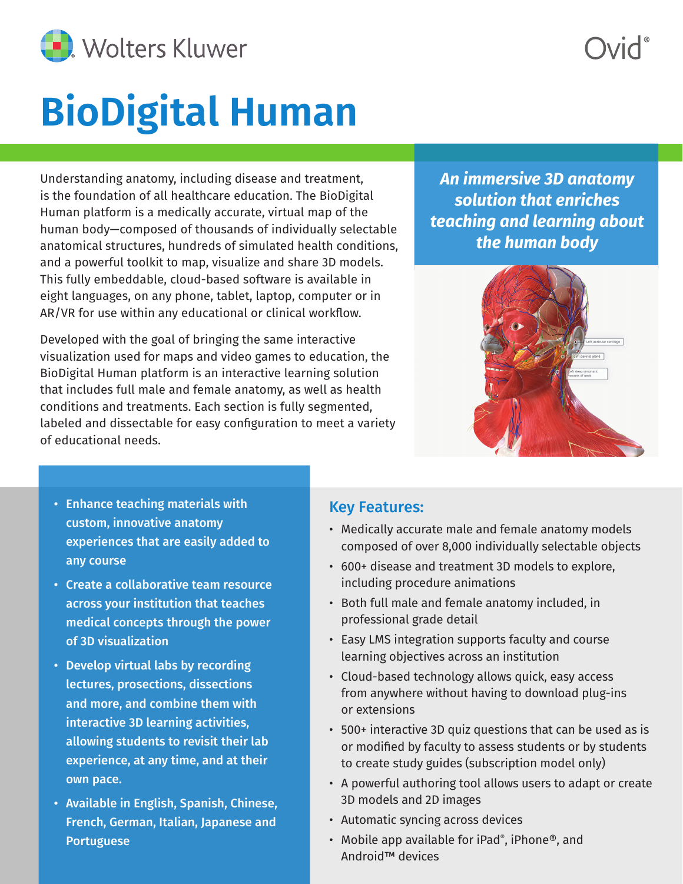Wolters Kluwer

Ovid®

# BioDigital Human

Understanding anatomy, including disease and treatment, is the foundation of all healthcare education. The BioDigital Human platform is a medically accurate, virtual map of the human body—composed of thousands of individually selectable anatomical structures, hundreds of simulated health conditions, and a powerful toolkit to map, visualize and share 3D models. This fully embeddable, cloud-based software is available in eight languages, on any phone, tablet, laptop, computer or in AR/VR for use within any educational or clinical workflow.

Developed with the goal of bringing the same interactive visualization used for maps and video games to education, the BioDigital Human platform is an interactive learning solution that includes full male and female anatomy, as well as health conditions and treatments. Each section is fully segmented, labeled and dissectable for easy configuration to meet a variety of educational needs.

***An immersive 3D anatomy solution that enriches teaching and learning about the human body***

- **Enhance teaching materials with custom, innovative anatomy experiences that are easily added to any course**
- **Create a collaborative team resource across your institution that teaches medical concepts through the power of 3D visualization**
- **Develop virtual labs by recording lectures, prosections, dissections and more, and combine them with interactive 3D learning activities, allowing students to revisit their lab experience, at any time, and at their own pace.**
- **Available in English, Spanish, Chinese, French, German, Italian, Japanese and Portuguese**

## Key Features:

- Medically accurate male and female anatomy models composed of over 8,000 individually selectable objects
- 600+ disease and treatment 3D models to explore, including procedure animations
- Both full male and female anatomy included, in professional grade detail
- Easy LMS integration supports faculty and course learning objectives across an institution
- Cloud-based technology allows quick, easy access from anywhere without having to download plug-ins or extensions
- 500+ interactive 3D quiz questions that can be used as is or modified by faculty to assess students or by students to create study guides (subscription model only)
- A powerful authoring tool allows users to adapt or create 3D models and 2D images
- Automatic syncing across devices
- Mobile app available for iPad®, iPhone®, and Android™ devices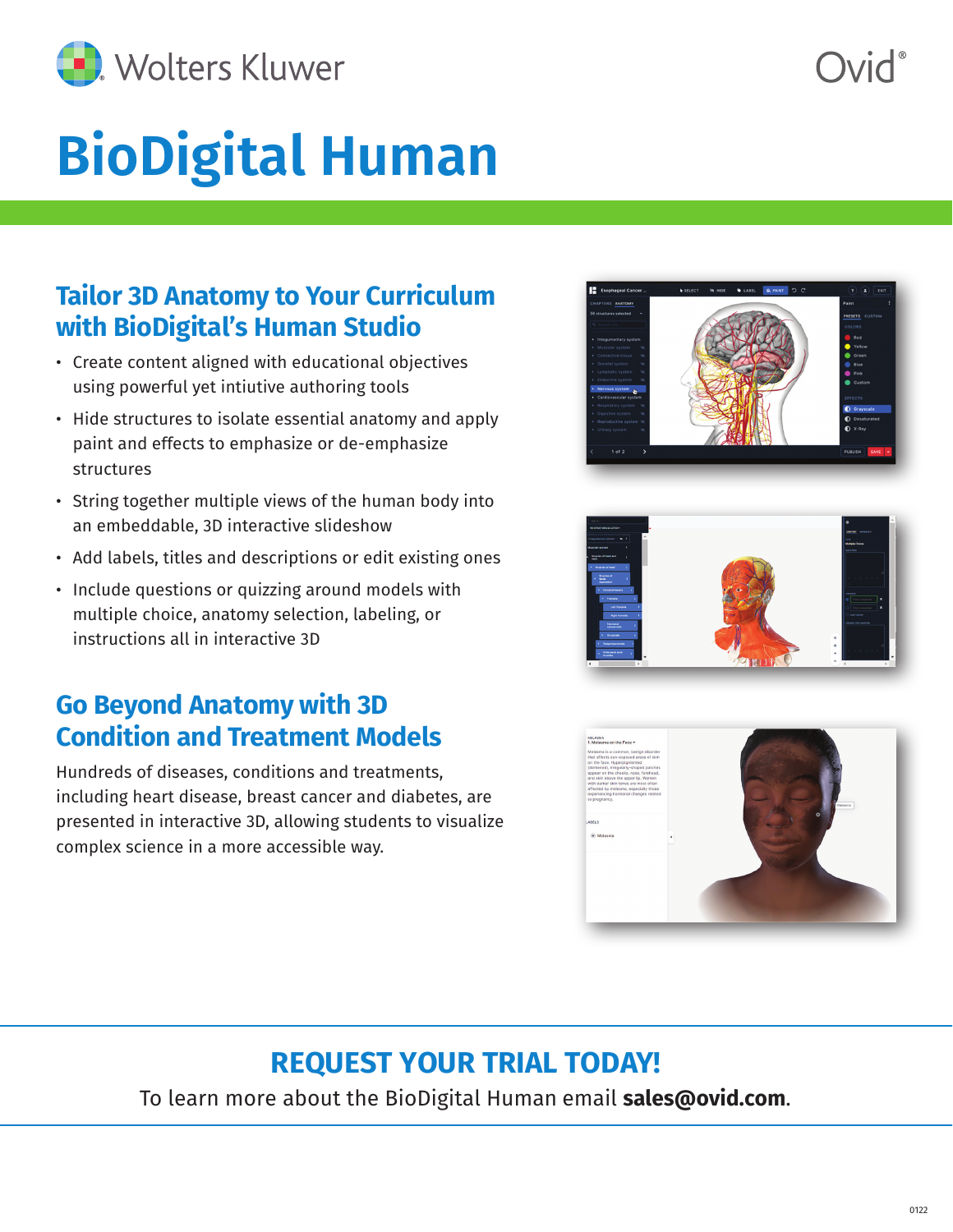Wolters Kluwer

Ovid®

# BioDigital Human

## Tailor 3D Anatomy to Your Curriculum with BioDigital's Human Studio

- Create content aligned with educational objectives using powerful yet intiutive authoring tools
- Hide structures to isolate essential anatomy and apply paint and effects to emphasize or de-emphasize structures
- String together multiple views of the human body into an embeddable, 3D interactive slideshow
- Add labels, titles and descriptions or edit existing ones
- Include questions or quizzing around models with multiple choice, anatomy selection, labeling, or instructions all in interactive 3D

## Go Beyond Anatomy with 3D Condition and Treatment Models

Hundreds of diseases, conditions and treatments, including heart disease, breast cancer and diabetes, are presented in interactive 3D, allowing students to visualize complex science in a more accessible way.

## REQUEST YOUR TRIAL TODAY!

To learn more about the BioDigital Human email **sales@ovid.com**.

0122